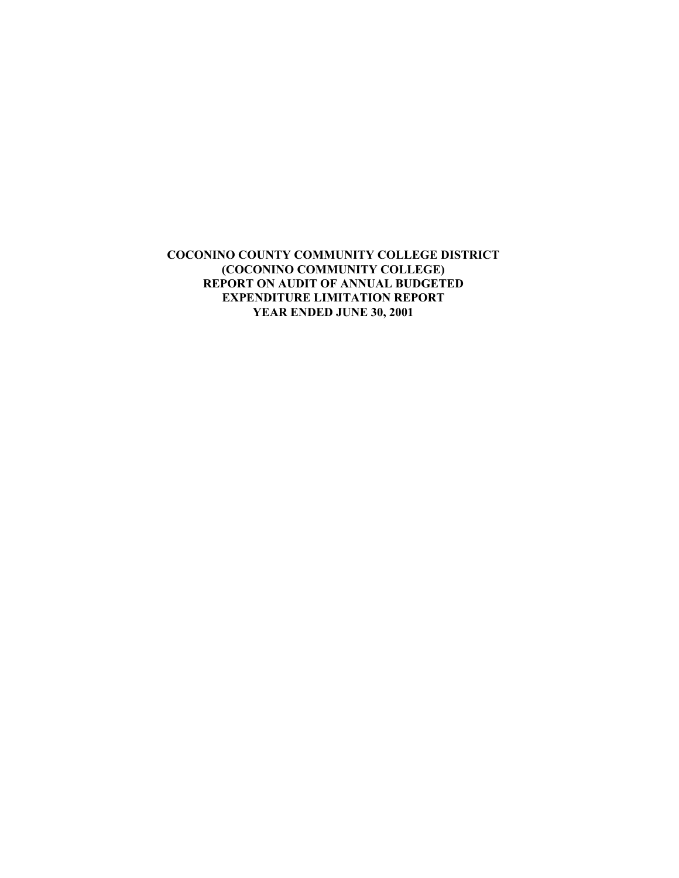**COCONINO COUNTY COMMUNITY COLLEGE DISTRICT**
**(COCONINO COMMUNITY COLLEGE)**
**REPORT ON AUDIT OF ANNUAL BUDGETED**
**EXPENDITURE LIMITATION REPORT**
**YEAR ENDED JUNE 30, 2001**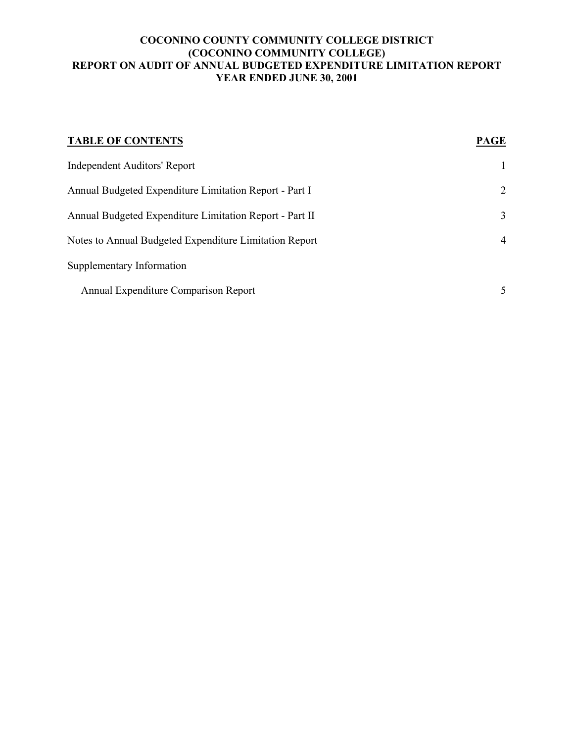# COCONINO COUNTY COMMUNITY COLLEGE DISTRICT
# (COCONINO COMMUNITY COLLEGE)
# REPORT ON AUDIT OF ANNUAL BUDGETED EXPENDITURE LIMITATION REPORT
# YEAR ENDED JUNE 30, 2001

| TABLE OF CONTENTS | PAGE |
|---|---|
| Independent Auditors' Report | 1 |
| Annual Budgeted Expenditure Limitation Report - Part I | 2 |
| Annual Budgeted Expenditure Limitation Report - Part II | 3 |
| Notes to Annual Budgeted Expenditure Limitation Report | 4 |
| Supplementary Information | |
| Annual Expenditure Comparison Report | 5 |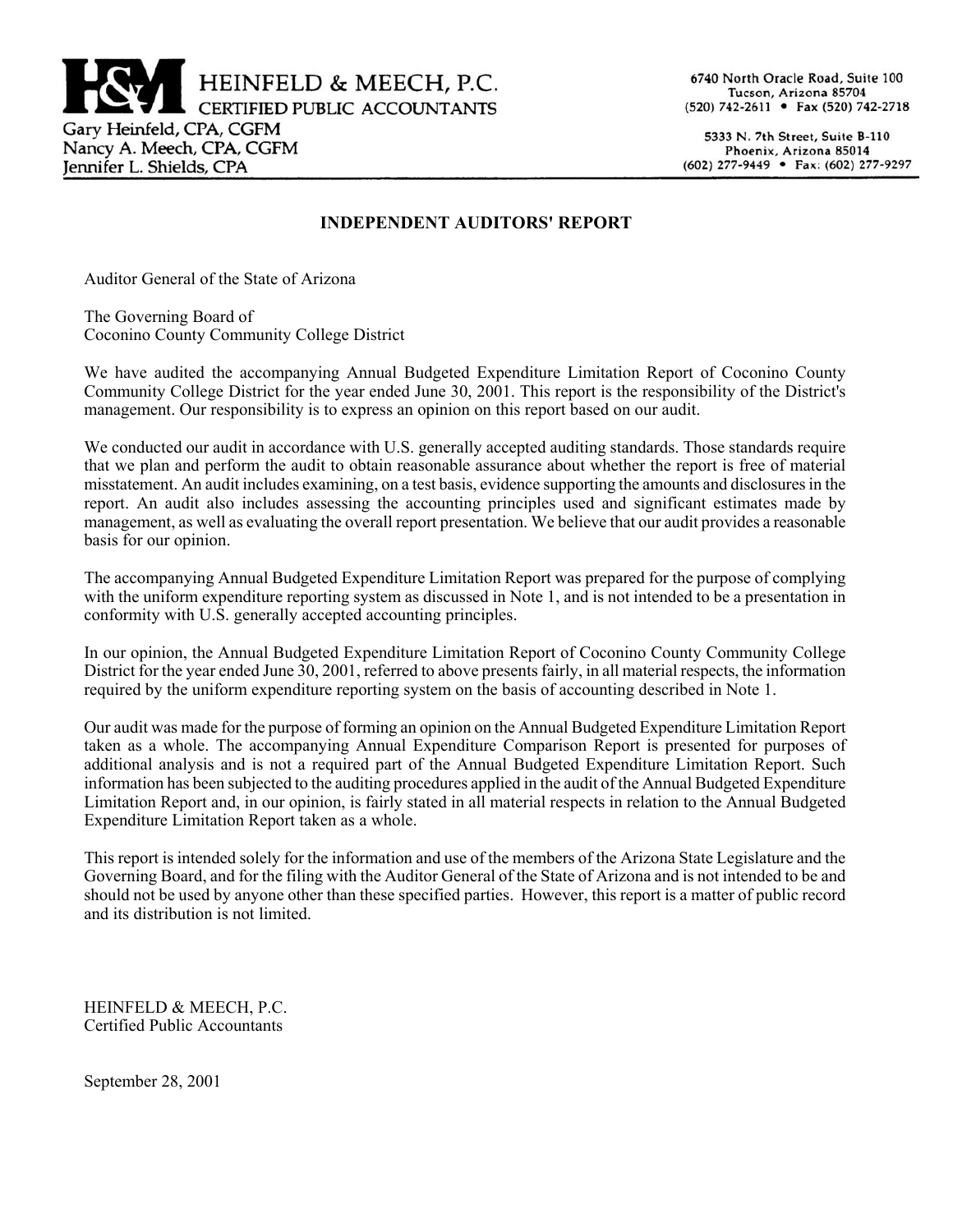**H&M HEINFELD & MEECH, P.C.**
CERTIFIED PUBLIC ACCOUNTANTS

Gary Heinfeld, CPA, CGFM
Nancy A. Meech, CPA, CGFM
Jennifer L. Shields, CPA

6740 North Oracle Road, Suite 100
Tucson, Arizona 85704
(520) 742-2611 • Fax (520) 742-2718

5333 N. 7th Street, Suite B-110
Phoenix, Arizona 85014
(602) 277-9449 • Fax: (602) 277-9297

## INDEPENDENT AUDITORS' REPORT

Auditor General of the State of Arizona

The Governing Board of
Coconino County Community College District

We have audited the accompanying Annual Budgeted Expenditure Limitation Report of Coconino County Community College District for the year ended June 30, 2001. This report is the responsibility of the District's management. Our responsibility is to express an opinion on this report based on our audit.

We conducted our audit in accordance with U.S. generally accepted auditing standards. Those standards require that we plan and perform the audit to obtain reasonable assurance about whether the report is free of material misstatement. An audit includes examining, on a test basis, evidence supporting the amounts and disclosures in the report. An audit also includes assessing the accounting principles used and significant estimates made by management, as well as evaluating the overall report presentation. We believe that our audit provides a reasonable basis for our opinion.

The accompanying Annual Budgeted Expenditure Limitation Report was prepared for the purpose of complying with the uniform expenditure reporting system as discussed in Note 1, and is not intended to be a presentation in conformity with U.S. generally accepted accounting principles.

In our opinion, the Annual Budgeted Expenditure Limitation Report of Coconino County Community College District for the year ended June 30, 2001, referred to above presents fairly, in all material respects, the information required by the uniform expenditure reporting system on the basis of accounting described in Note 1.

Our audit was made for the purpose of forming an opinion on the Annual Budgeted Expenditure Limitation Report taken as a whole. The accompanying Annual Expenditure Comparison Report is presented for purposes of additional analysis and is not a required part of the Annual Budgeted Expenditure Limitation Report. Such information has been subjected to the auditing procedures applied in the audit of the Annual Budgeted Expenditure Limitation Report and, in our opinion, is fairly stated in all material respects in relation to the Annual Budgeted Expenditure Limitation Report taken as a whole.

This report is intended solely for the information and use of the members of the Arizona State Legislature and the Governing Board, and for the filing with the Auditor General of the State of Arizona and is not intended to be and should not be used by anyone other than these specified parties. However, this report is a matter of public record and its distribution is not limited.

HEINFELD & MEECH, P.C.
Certified Public Accountants

September 28, 2001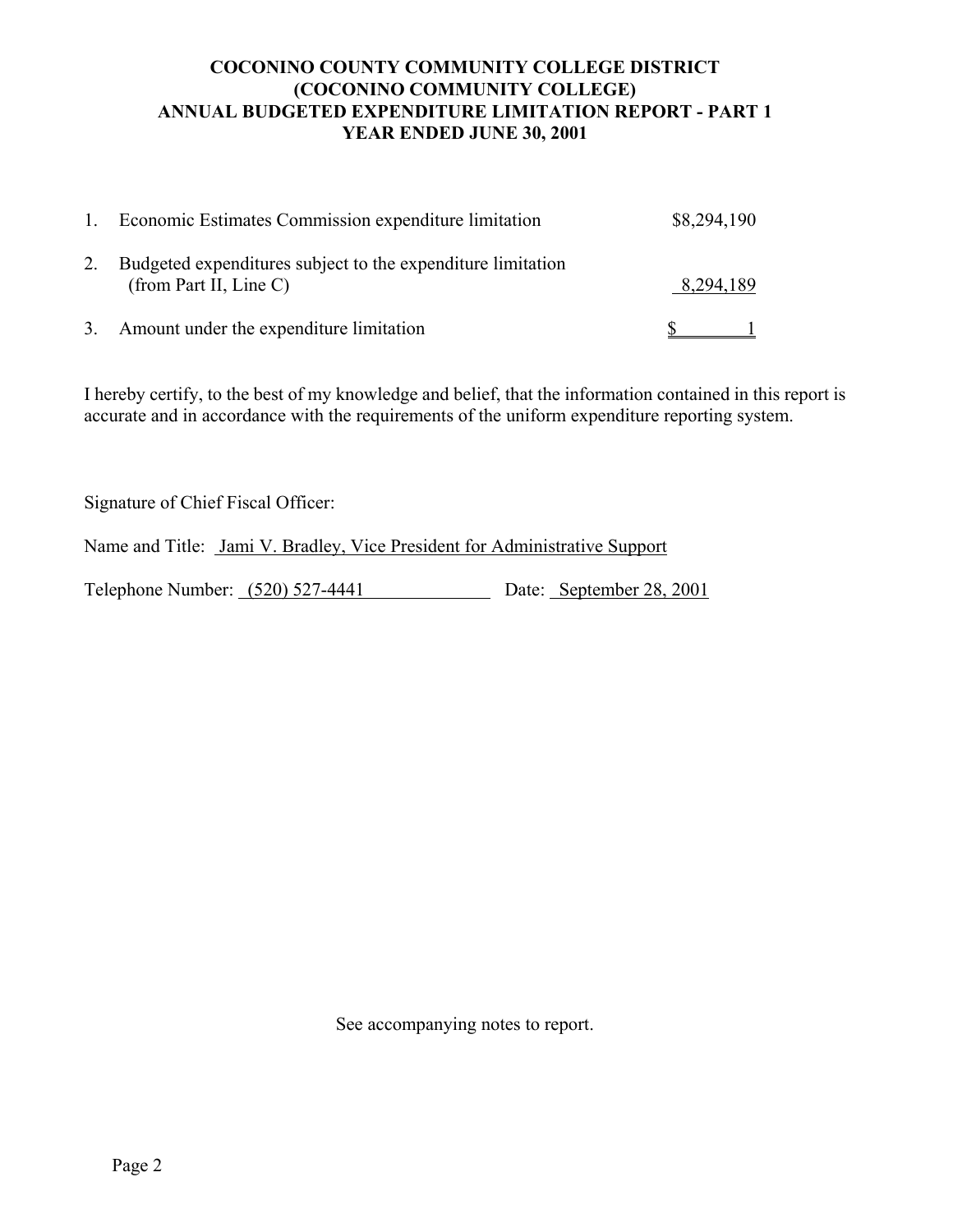**COCONINO COUNTY COMMUNITY COLLEGE DISTRICT**
**(COCONINO COMMUNITY COLLEGE)**
**ANNUAL BUDGETED EXPENDITURE LIMITATION REPORT - PART 1**
**YEAR ENDED JUNE 30, 2001**

| | | |
|---|---|---|
| 1. | Economic Estimates Commission expenditure limitation | $8,294,190 |
| 2. | Budgeted expenditures subject to the expenditure limitation (from Part II, Line C) | 8,294,189 |
| 3. | Amount under the expenditure limitation | $ 1 |

I hereby certify, to the best of my knowledge and belief, that the information contained in this report is accurate and in accordance with the requirements of the uniform expenditure reporting system.

Signature of Chief Fiscal Officer:

Name and Title: Jami V. Bradley, Vice President for Administrative Support

Telephone Number: (520) 527-4441 Date: September 28, 2001

See accompanying notes to report.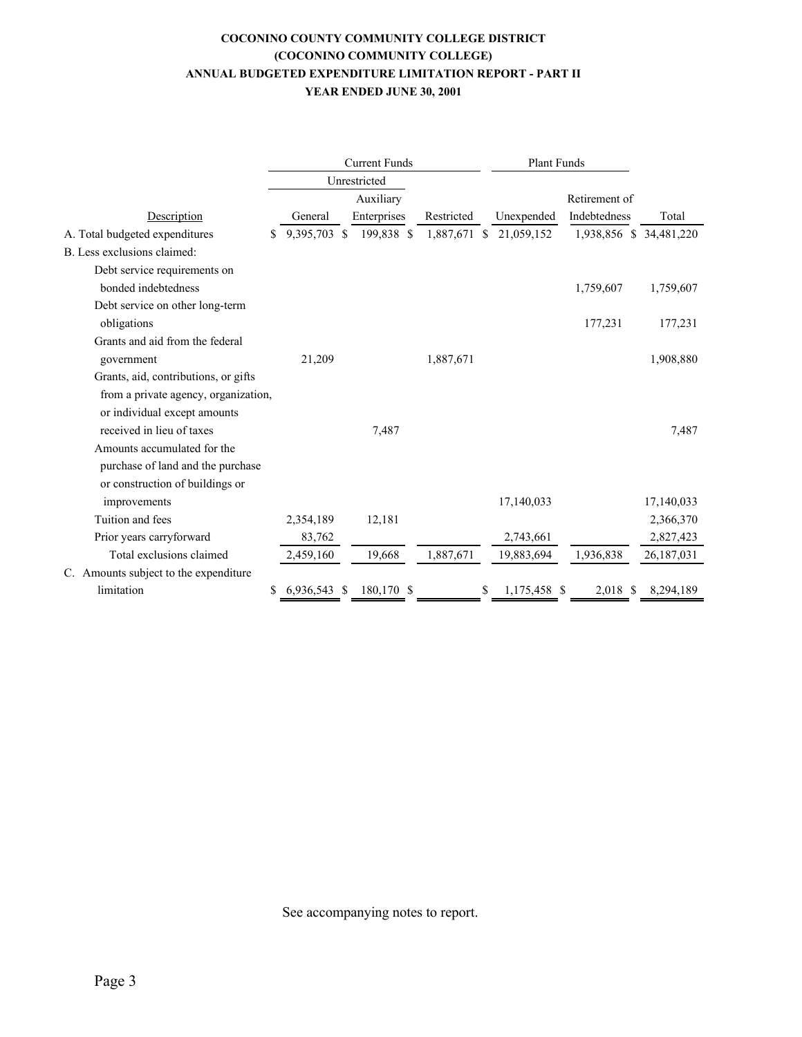**COCONINO COUNTY COMMUNITY COLLEGE DISTRICT**
**(COCONINO COMMUNITY COLLEGE)**
**ANNUAL BUDGETED EXPENDITURE LIMITATION REPORT - PART II**
**YEAR ENDED JUNE 30, 2001**

| | Current Funds | | | Plant Funds | | |
|---|---|---|---|---|---|---|
| | Unrestricted | | | | | |
| Description | General | Auxiliary Enterprises | Restricted | Unexpended | Retirement of Indebtedness | Total |
| A. Total budgeted expenditures | $ 9,395,703 | $ 199,838 | $ 1,887,671 | $ 21,059,152 | 1,938,856 | $ 34,481,220 |
| B. Less exclusions claimed: | | | | | | |
| Debt service requirements on bonded indebtedness | | | | | 1,759,607 | 1,759,607 |
| Debt service on other long-term obligations | | | | | 177,231 | 177,231 |
| Grants and aid from the federal government | 21,209 | | 1,887,671 | | | 1,908,880 |
| Grants, aid, contributions, or gifts from a private agency, organization, or individual except amounts received in lieu of taxes | | 7,487 | | | | 7,487 |
| Amounts accumulated for the purchase of land and the purchase or construction of buildings or improvements | | | | 17,140,033 | | 17,140,033 |
| Tuition and fees | 2,354,189 | 12,181 | | | | 2,366,370 |
| Prior years carryforward | 83,762 | | | 2,743,661 | | 2,827,423 |
| Total exclusions claimed | 2,459,160 | 19,668 | 1,887,671 | 19,883,694 | 1,936,838 | 26,187,031 |
| C. Amounts subject to the expenditure limitation | $ 6,936,543 | $ 180,170 | $ | $ 1,175,458 | $ 2,018 | $ 8,294,189 |

See accompanying notes to report.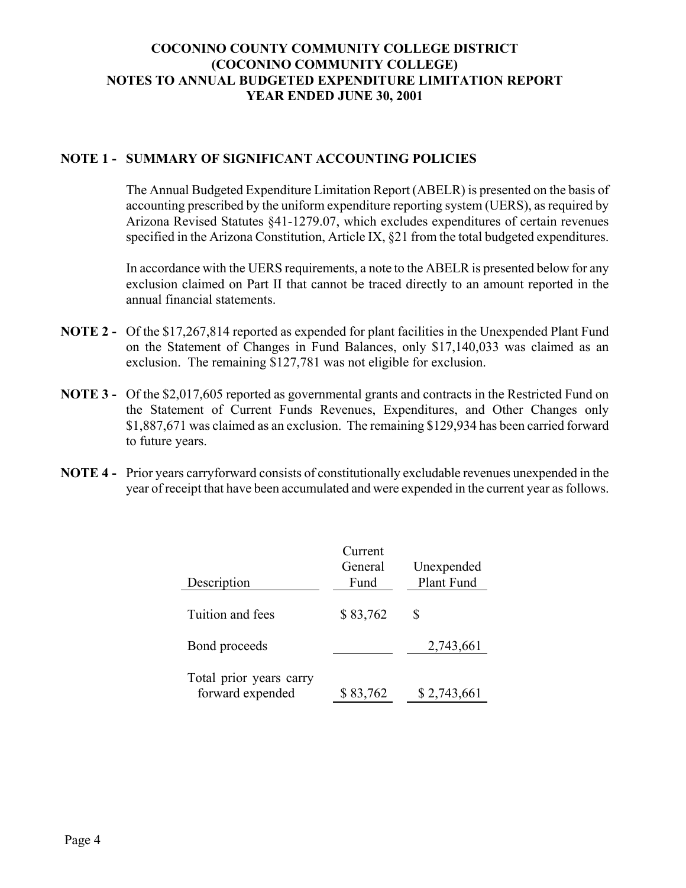# COCONINO COUNTY COMMUNITY COLLEGE DISTRICT
# (COCONINO COMMUNITY COLLEGE)
# NOTES TO ANNUAL BUDGETED EXPENDITURE LIMITATION REPORT
# YEAR ENDED JUNE 30, 2001

**NOTE 1 - SUMMARY OF SIGNIFICANT ACCOUNTING POLICIES**

The Annual Budgeted Expenditure Limitation Report (ABELR) is presented on the basis of accounting prescribed by the uniform expenditure reporting system (UERS), as required by Arizona Revised Statutes §41-1279.07, which excludes expenditures of certain revenues specified in the Arizona Constitution, Article IX, §21 from the total budgeted expenditures.

In accordance with the UERS requirements, a note to the ABELR is presented below for any exclusion claimed on Part II that cannot be traced directly to an amount reported in the annual financial statements.

**NOTE 2 -** Of the $17,267,814 reported as expended for plant facilities in the Unexpended Plant Fund on the Statement of Changes in Fund Balances, only $17,140,033 was claimed as an exclusion. The remaining $127,781 was not eligible for exclusion.

**NOTE 3 -** Of the $2,017,605 reported as governmental grants and contracts in the Restricted Fund on the Statement of Current Funds Revenues, Expenditures, and Other Changes only $1,887,671 was claimed as an exclusion. The remaining $129,934 has been carried forward to future years.

**NOTE 4 -** Prior years carryforward consists of constitutionally excludable revenues unexpended in the year of receipt that have been accumulated and were expended in the current year as follows.

| Description | Current General Fund | Unexpended Plant Fund |
|---|---|---|
| Tuition and fees | $ 83,762 | $ |
| Bond proceeds | | 2,743,661 |
| Total prior years carry forward expended | $ 83,762 | $ 2,743,661 |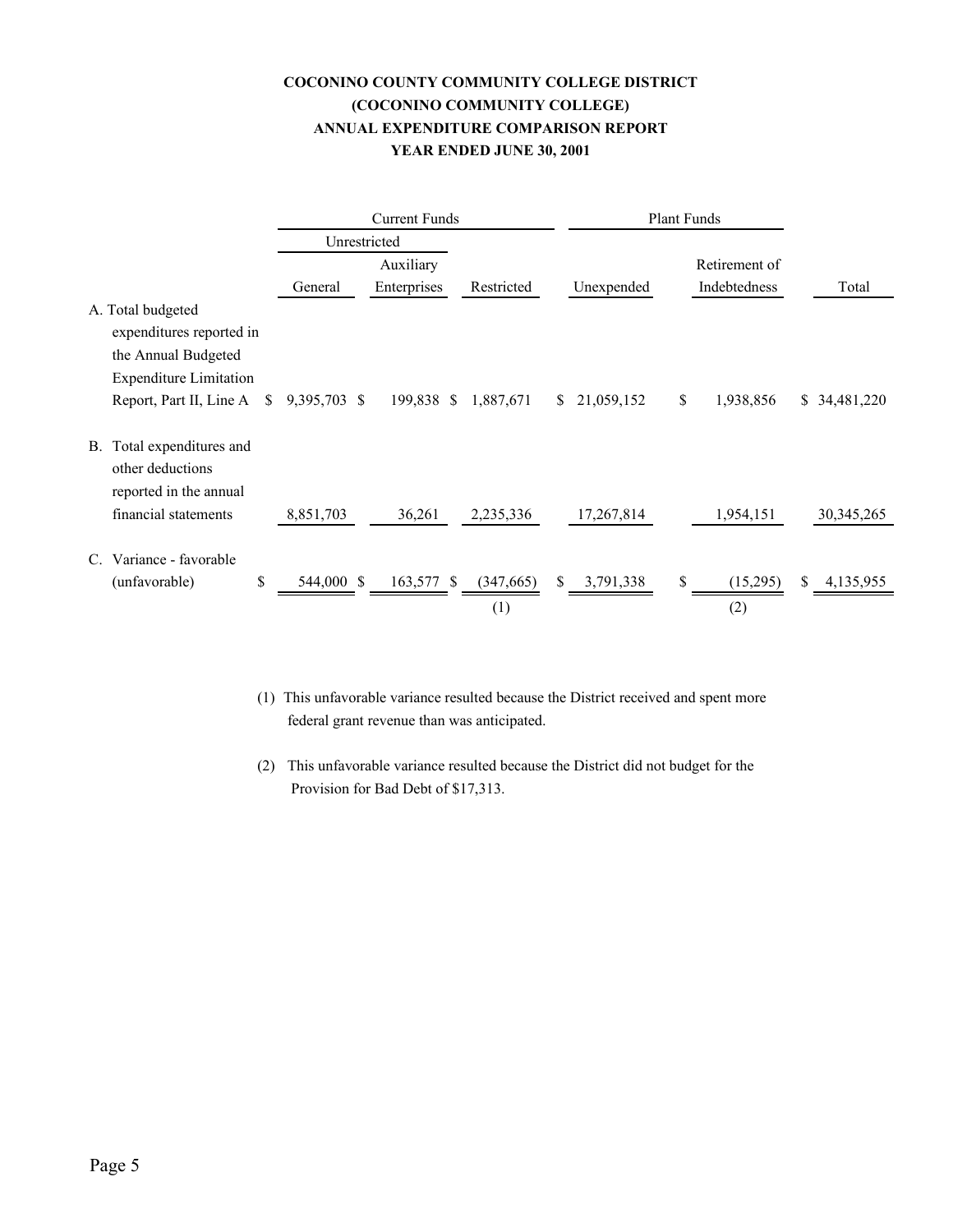**COCONINO COUNTY COMMUNITY COLLEGE DISTRICT**
**(COCONINO COMMUNITY COLLEGE)**
**ANNUAL EXPENDITURE COMPARISON REPORT**
**YEAR ENDED JUNE 30, 2001**

| | Current Funds | | | Plant Funds | | |
|---|---|---|---|---|---|---|
| | Unrestricted | | | | | |
| | General | Auxiliary Enterprises | Restricted | Unexpended | Retirement of Indebtedness | Total |
| A. Total budgeted expenditures reported in the Annual Budgeted Expenditure Limitation Report, Part II, Line A | $ 9,395,703 | $ 199,838 | $ 1,887,671 | $ 21,059,152 | $ 1,938,856 | $ 34,481,220 |
| B. Total expenditures and other deductions reported in the annual financial statements | 8,851,703 | 36,261 | 2,235,336 | 17,267,814 | 1,954,151 | 30,345,265 |
| C. Variance - favorable (unfavorable) | $ 544,000 | $ 163,577 | $ (347,665) (1) | $ 3,791,338 | $ (15,295) (2) | $ 4,135,955 |

(1) This unfavorable variance resulted because the District received and spent more federal grant revenue than was anticipated.

(2) This unfavorable variance resulted because the District did not budget for the Provision for Bad Debt of $17,313.